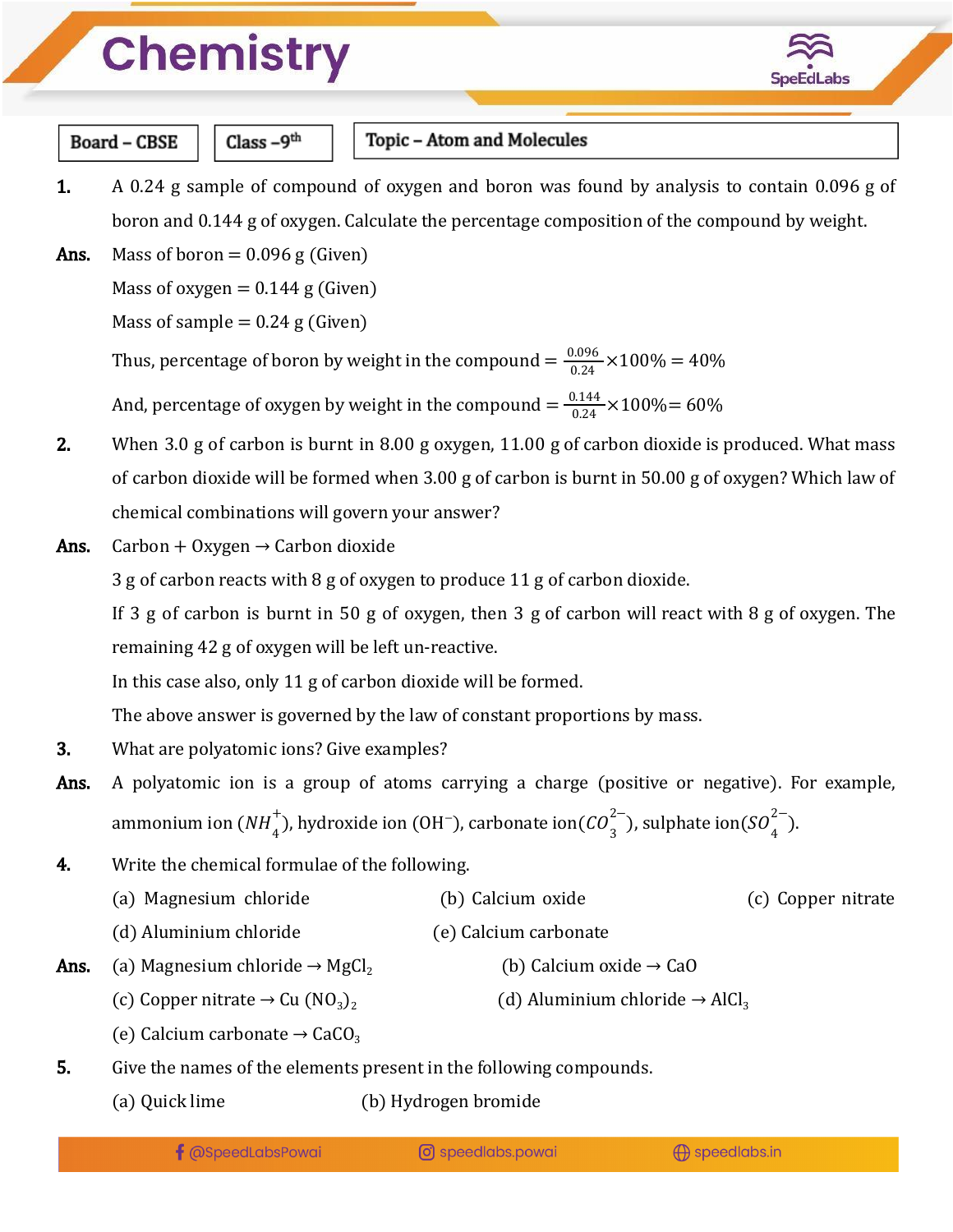# Chemistry

| Board – CBSE | Class – 9th | Topic – Atom and Molecules |
|---|---|---|

**1.** A 0.24 g sample of compound of oxygen and boron was found by analysis to contain 0.096 g of boron and 0.144 g of oxygen. Calculate the percentage composition of the compound by weight.

**Ans.** Mass of boron = 0.096 g (Given)

Mass of oxygen = 0.144 g (Given)

Mass of sample = 0.24 g (Given)

Thus, percentage of boron by weight in the compound = $\frac{0.096}{0.24} \times 100\% = 40\%$

And, percentage of oxygen by weight in the compound = $\frac{0.144}{0.24} \times 100\% = 60\%$

**2.** When 3.0 g of carbon is burnt in 8.00 g oxygen, 11.00 g of carbon dioxide is produced. What mass of carbon dioxide will be formed when 3.00 g of carbon is burnt in 50.00 g of oxygen? Which law of chemical combinations will govern your answer?

**Ans.** Carbon + Oxygen → Carbon dioxide

3 g of carbon reacts with 8 g of oxygen to produce 11 g of carbon dioxide.

If 3 g of carbon is burnt in 50 g of oxygen, then 3 g of carbon will react with 8 g of oxygen. The remaining 42 g of oxygen will be left un-reactive.

In this case also, only 11 g of carbon dioxide will be formed.

The above answer is governed by the law of constant proportions by mass.

**3.** What are polyatomic ions? Give examples?

**Ans.** A polyatomic ion is a group of atoms carrying a charge (positive or negative). For example, ammonium ion ($NH_4^+$), hydroxide ion ($OH^-$), carbonate ion($CO_3^{2-}$), sulphate ion($SO_4^{2-}$).

**4.** Write the chemical formulae of the following.

(a) Magnesium chloride (b) Calcium oxide (c) Copper nitrate

(d) Aluminium chloride (e) Calcium carbonate

**Ans.** (a) Magnesium chloride → $MgCl_2$ (b) Calcium oxide → $CaO$

(c) Copper nitrate → $Cu(NO_3)_2$ (d) Aluminium chloride → $AlCl_3$

(e) Calcium carbonate → $CaCO_3$

**5.** Give the names of the elements present in the following compounds.

(a) Quick lime (b) Hydrogen bromide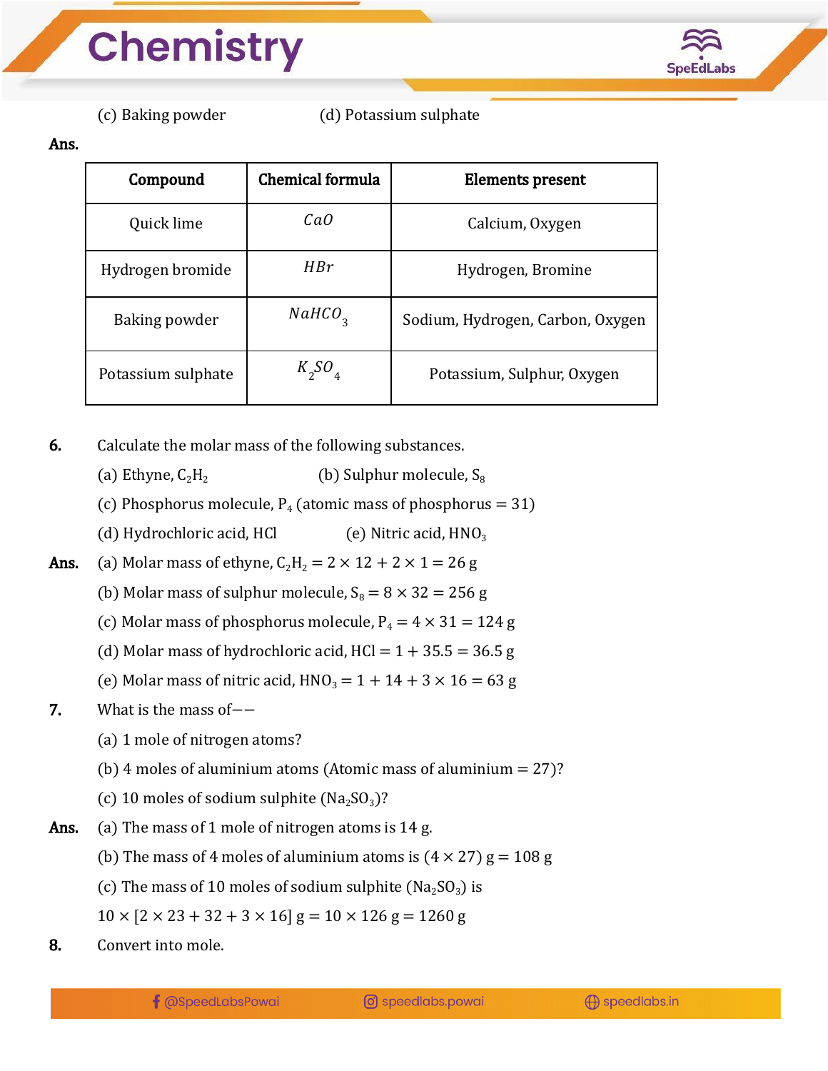(c) Baking powder (d) Potassium sulphate

**Ans.**

| Compound | Chemical formula | Elements present |
|---|---|---|
| Quick lime | $CaO$ | Calcium, Oxygen |
| Hydrogen bromide | $HBr$ | Hydrogen, Bromine |
| Baking powder | $NaHCO_3$ | Sodium, Hydrogen, Carbon, Oxygen |
| Potassium sulphate | $K_2SO_4$ | Potassium, Sulphur, Oxygen |

**6.** Calculate the molar mass of the following substances.

(a) Ethyne, $C_2H_2$ (b) Sulphur molecule, $S_8$

(c) Phosphorus molecule, $P_4$ (atomic mass of phosphorus = 31)

(d) Hydrochloric acid, HCl (e) Nitric acid, $HNO_3$

**Ans.** (a) Molar mass of ethyne, $C_2H_2 = 2 \times 12 + 2 \times 1 = 26$ g

(b) Molar mass of sulphur molecule, $S_8 = 8 \times 32 = 256$ g

(c) Molar mass of phosphorus molecule, $P_4 = 4 \times 31 = 124$ g

(d) Molar mass of hydrochloric acid, $HCl = 1 + 35.5 = 36.5$ g

(e) Molar mass of nitric acid, $HNO_3 = 1 + 14 + 3 \times 16 = 63$ g

**7.** What is the mass of——

(a) 1 mole of nitrogen atoms?

(b) 4 moles of aluminium atoms (Atomic mass of aluminium = 27)?

(c) 10 moles of sodium sulphite ($Na_2SO_3$)?

**Ans.** (a) The mass of 1 mole of nitrogen atoms is 14 g.

(b) The mass of 4 moles of aluminium atoms is $(4 \times 27)$ g = 108 g

(c) The mass of 10 moles of sodium sulphite ($Na_2SO_3$) is

$10 \times [2 \times 23 + 32 + 3 \times 16]$ g = $10 \times 126$ g = 1260 g

**8.** Convert into mole.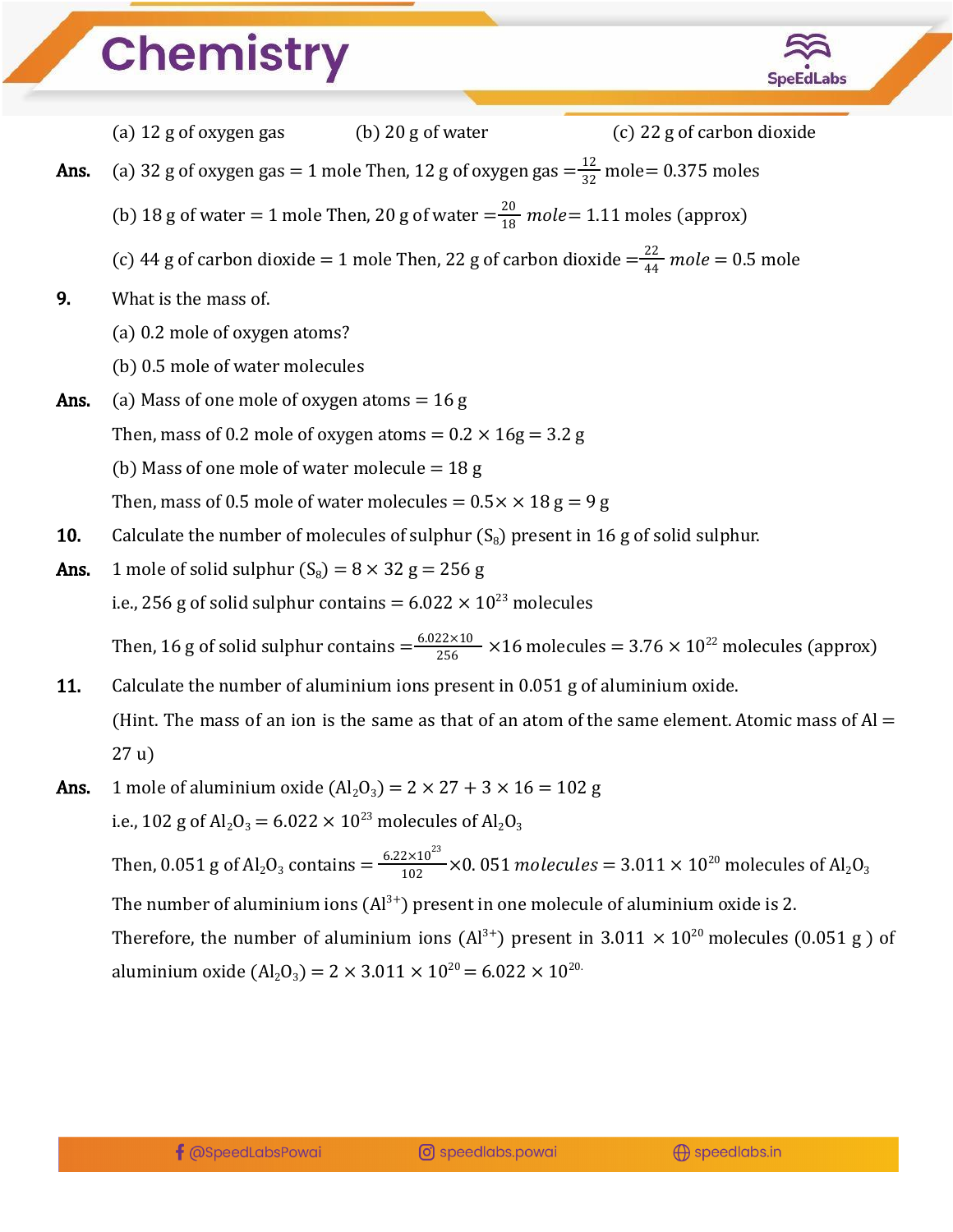(a) 12 g of oxygen gas (b) 20 g of water (c) 22 g of carbon dioxide

**Ans.** (a) 32 g of oxygen gas = 1 mole Then, 12 g of oxygen gas $=\frac{12}{32}$ mole= 0.375 moles

(b) 18 g of water = 1 mole Then, 20 g of water $=\frac{20}{18}$ *mole*= 1.11 moles (approx)

(c) 44 g of carbon dioxide = 1 mole Then, 22 g of carbon dioxide $=\frac{22}{44}$ *mole* = 0.5 mole

**9.** What is the mass of.

(a) 0.2 mole of oxygen atoms?

(b) 0.5 mole of water molecules

**Ans.** (a) Mass of one mole of oxygen atoms = 16 g

Then, mass of 0.2 mole of oxygen atoms = $0.2 \times 16$g = 3.2 g

(b) Mass of one mole of water molecule = 18 g

Then, mass of 0.5 mole of water molecules = $0.5 \times \times 18$ g = 9 g

**10.** Calculate the number of molecules of sulphur ($S_8$) present in 16 g of solid sulphur.

**Ans.** 1 mole of solid sulphur ($S_8$) = $8 \times 32$ g = 256 g

i.e., 256 g of solid sulphur contains = $6.022 \times 10^{23}$ molecules

Then, 16 g of solid sulphur contains $=\frac{6.022\times10}{256} \times 16$ molecules = $3.76 \times 10^{22}$ molecules (approx)

**11.** Calculate the number of aluminium ions present in 0.051 g of aluminium oxide.

(Hint. The mass of an ion is the same as that of an atom of the same element. Atomic mass of Al = 27 u)

**Ans.** 1 mole of aluminium oxide ($Al_2O_3$) = $2 \times 27 + 3 \times 16$ = 102 g

i.e., 102 g of $Al_2O_3$ = $6.022 \times 10^{23}$ molecules of $Al_2O_3$

Then, 0.051 g of $Al_2O_3$ contains = $\frac{6.22\times10^{23}}{102}\times 0.051$ *molecules* = $3.011 \times 10^{20}$ molecules of $Al_2O_3$

The number of aluminium ions ($Al^{3+}$) present in one molecule of aluminium oxide is 2.

Therefore, the number of aluminium ions ($Al^{3+}$) present in $3.011 \times 10^{20}$ molecules (0.051 g ) of aluminium oxide ($Al_2O_3$) = $2 \times 3.011 \times 10^{20} = 6.022 \times 10^{20}$.